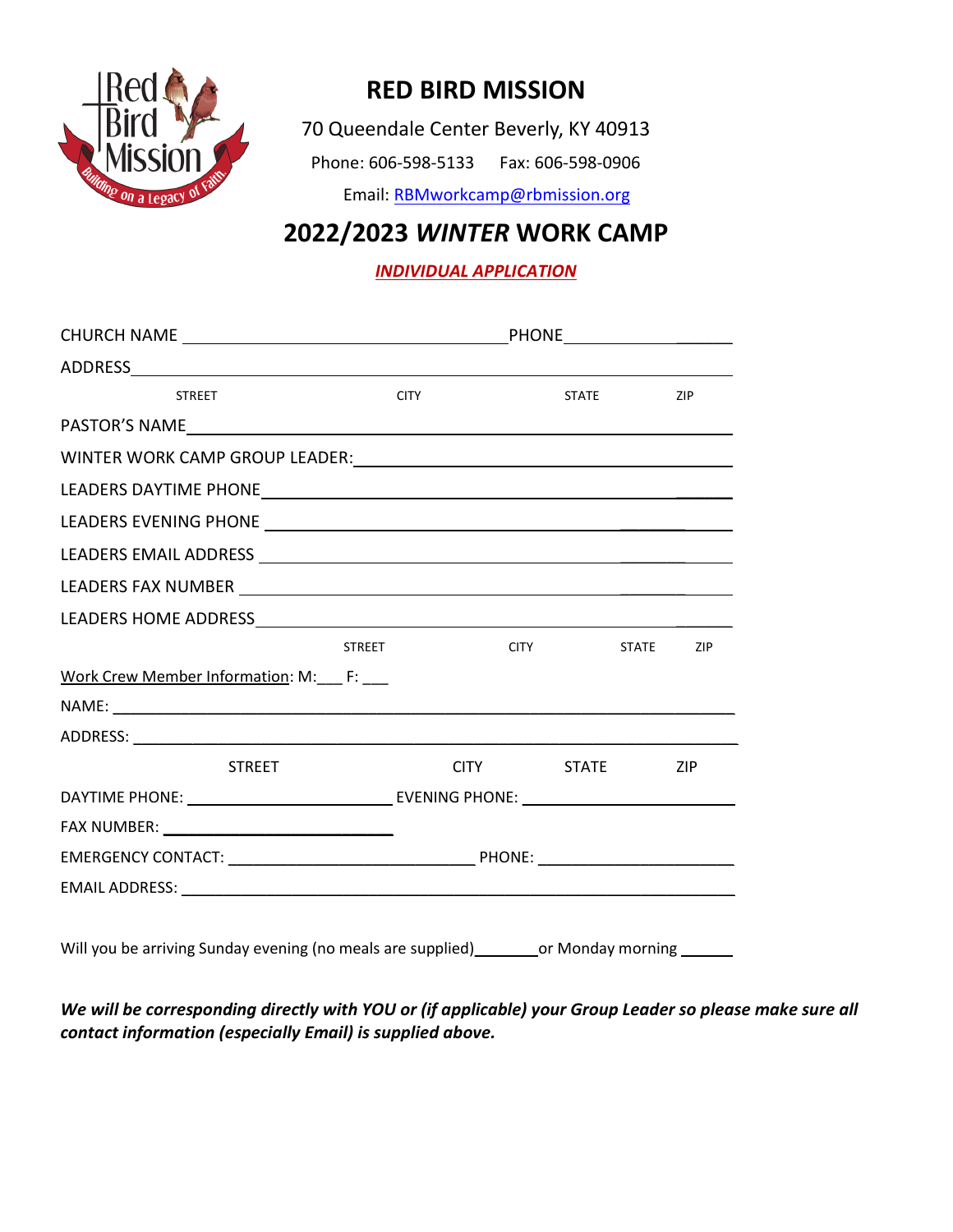# RED BIRD MISSION

70 Queendale Center Beverly, KY 40913

Phone: 606-598-5133 Fax: 606-598-0906

Email: RBMworkcamp@rbmission.org

## 2022/2023 *WINTER* WORK CAMP

***INDIVIDUAL APPLICATION***

CHURCH NAME ________________________________ PHONE ________________

ADDRESS ____________________________________________________________

STREET CITY STATE ZIP

PASTOR'S NAME ______________________________________________________

WINTER WORK CAMP GROUP LEADER: ____________________________________

LEADERS DAYTIME PHONE _______________________________________________

LEADERS EVENING PHONE _______________________________________________

LEADERS EMAIL ADDRESS _______________________________________________

LEADERS FAX NUMBER __________________________________________________

LEADERS HOME ADDRESS ________________________________________________

STREET CITY STATE ZIP

Work Crew Member Information: M:___ F: ___

NAME: ______________________________________________________________

ADDRESS: ___________________________________________________________

STREET CITY STATE ZIP

DAYTIME PHONE: ______________________ EVENING PHONE: ______________________

FAX NUMBER: ______________________

EMERGENCY CONTACT: __________________________ PHONE: ______________________

EMAIL ADDRESS: ______________________________________________________

Will you be arriving Sunday evening (no meals are supplied)_______or Monday morning ______

***We will be corresponding directly with YOU or (if applicable) your Group Leader so please make sure all contact information (especially Email) is supplied above.***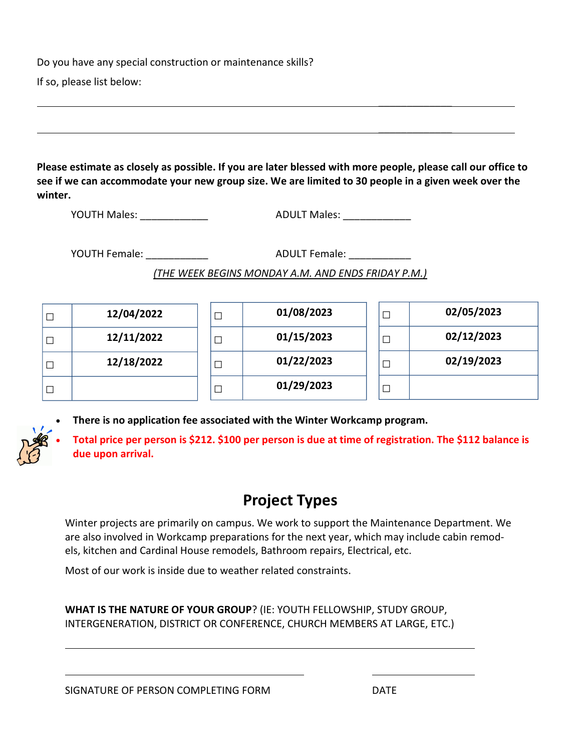Do you have any special construction or maintenance skills?

If so, please list below:

\_\_\_\_\_\_\_\_\_\_\_\_\_\_\_\_\_\_\_\_\_\_\_\_\_\_\_\_\_\_\_\_\_\_\_\_\_\_\_\_\_\_\_\_\_\_\_\_\_\_\_\_\_\_\_\_\_\_\_\_\_\_\_\_\_\_\_\_\_\_\_\_

\_\_\_\_\_\_\_\_\_\_\_\_\_\_\_\_\_\_\_\_\_\_\_\_\_\_\_\_\_\_\_\_\_\_\_\_\_\_\_\_\_\_\_\_\_\_\_\_\_\_\_\_\_\_\_\_\_\_\_\_\_\_\_\_\_\_\_\_\_\_\_\_

**Please estimate as closely as possible. If you are later blessed with more people, please call our office to see if we can accommodate your new group size. We are limited to 30 people in a given week over the winter.**

YOUTH Males: \_\_\_\_\_\_\_\_\_\_\_\_ ADULT Males: \_\_\_\_\_\_\_\_\_\_\_\_

YOUTH Female: \_\_\_\_\_\_\_\_\_\_\_ ADULT Female: \_\_\_\_\_\_\_\_\_\_\_

*(THE WEEK BEGINS MONDAY A.M. AND ENDS FRIDAY P.M.)*

| | | | | | |
|---|---|---|---|---|---|
| ☐ | **12/04/2022** | ☐ | **01/08/2023** | ☐ | **02/05/2023** |
| ☐ | **12/11/2022** | ☐ | **01/15/2023** | ☐ | **02/12/2023** |
| ☐ | **12/18/2022** | ☐ | **01/22/2023** | ☐ | **02/19/2023** |
| ☐ | | ☐ | **01/29/2023** | ☐ | |

- **There is no application fee associated with the Winter Workcamp program.**
- **Total price per person is $212. $100 per person is due at time of registration. The $112 balance is due upon arrival.**

## Project Types

Winter projects are primarily on campus. We work to support the Maintenance Department. We are also involved in Workcamp preparations for the next year, which may include cabin remodels, kitchen and Cardinal House remodels, Bathroom repairs, Electrical, etc.

Most of our work is inside due to weather related constraints.

**WHAT IS THE NATURE OF YOUR GROUP**? (IE: YOUTH FELLOWSHIP, STUDY GROUP, INTERGENERATION, DISTRICT OR CONFERENCE, CHURCH MEMBERS AT LARGE, ETC.)

\_\_\_\_\_\_\_\_\_\_\_\_\_\_\_\_\_\_\_\_\_\_\_\_\_\_\_\_\_\_\_\_\_\_\_\_\_\_\_\_\_\_\_\_\_\_\_\_\_\_\_\_\_\_\_\_\_\_\_\_\_\_\_\_

\_\_\_\_\_\_\_\_\_\_\_\_\_\_\_\_\_\_\_\_\_\_\_\_\_\_\_\_\_\_\_\_\_\_\_\_\_\_\_ \_\_\_\_\_\_\_\_\_\_\_\_\_\_\_\_

SIGNATURE OF PERSON COMPLETING FORM DATE